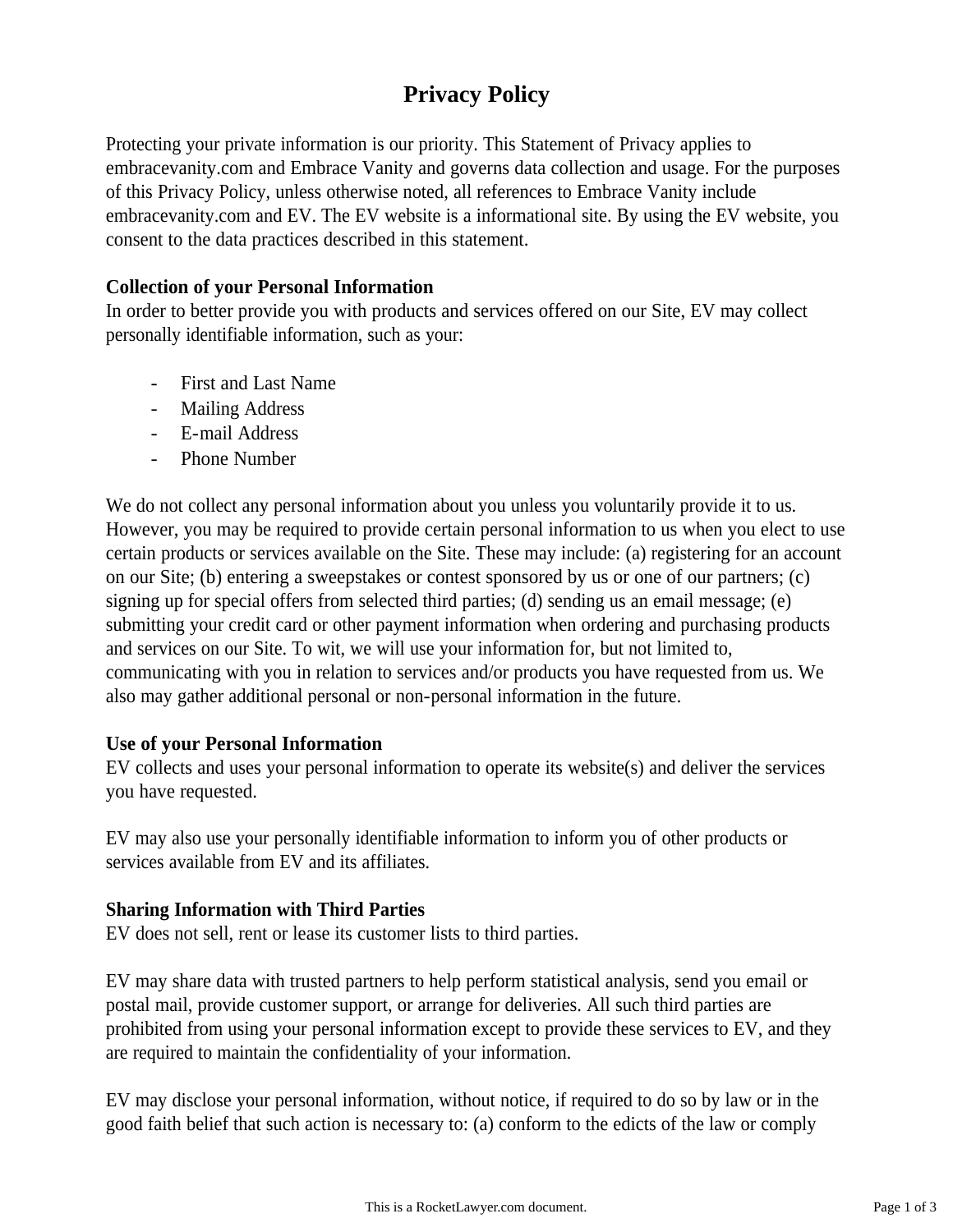# Privacy Policy

Protecting your private information is our priority. This Statement of Privacy applies to embracevanity.com and Embrace Vanity and governs data collection and usage. For the purposes of this Privacy Policy, unless otherwise noted, all references to Embrace Vanity include embracevanity.com and EV. The EV website is a informational site. By using the EV website, you consent to the data practices described in this statement.

**Collection of your Personal Information**

In order to better provide you with products and services offered on our Site, EV may collect personally identifiable information, such as your:

- First and Last Name
- Mailing Address
- E-mail Address
- Phone Number

We do not collect any personal information about you unless you voluntarily provide it to us. However, you may be required to provide certain personal information to us when you elect to use certain products or services available on the Site. These may include: (a) registering for an account on our Site; (b) entering a sweepstakes or contest sponsored by us or one of our partners; (c) signing up for special offers from selected third parties; (d) sending us an email message; (e) submitting your credit card or other payment information when ordering and purchasing products and services on our Site. To wit, we will use your information for, but not limited to, communicating with you in relation to services and/or products you have requested from us. We also may gather additional personal or non-personal information in the future.

**Use of your Personal Information**

EV collects and uses your personal information to operate its website(s) and deliver the services you have requested.

EV may also use your personally identifiable information to inform you of other products or services available from EV and its affiliates.

**Sharing Information with Third Parties**

EV does not sell, rent or lease its customer lists to third parties.

EV may share data with trusted partners to help perform statistical analysis, send you email or postal mail, provide customer support, or arrange for deliveries. All such third parties are prohibited from using your personal information except to provide these services to EV, and they are required to maintain the confidentiality of your information.

EV may disclose your personal information, without notice, if required to do so by law or in the good faith belief that such action is necessary to: (a) conform to the edicts of the law or comply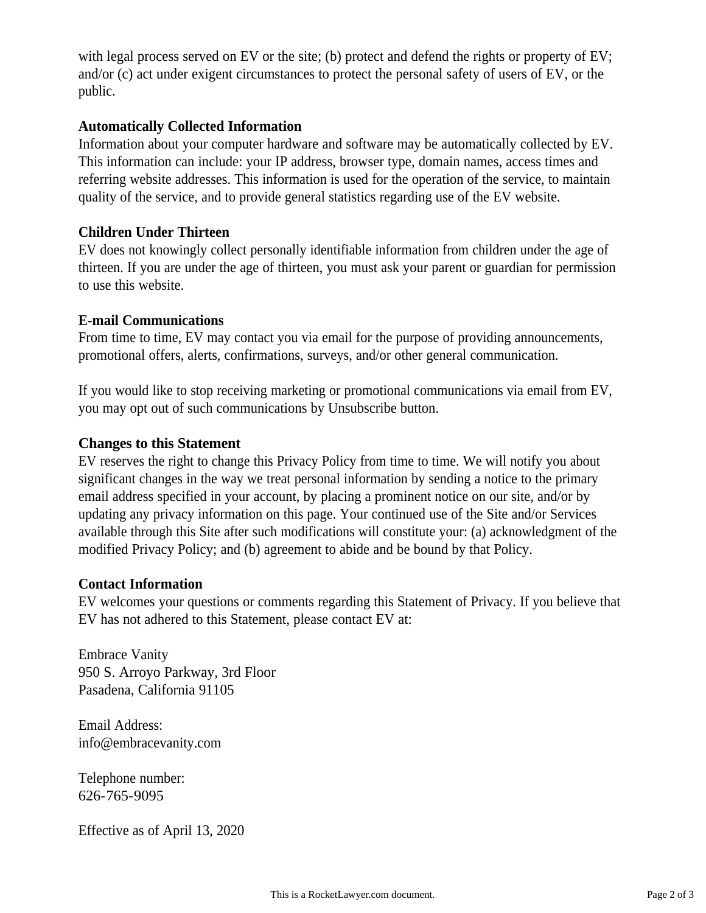with legal process served on EV or the site; (b) protect and defend the rights or property of EV; and/or (c) act under exigent circumstances to protect the personal safety of users of EV, or the public.

**Automatically Collected Information**

Information about your computer hardware and software may be automatically collected by EV. This information can include: your IP address, browser type, domain names, access times and referring website addresses. This information is used for the operation of the service, to maintain quality of the service, and to provide general statistics regarding use of the EV website.

**Children Under Thirteen**

EV does not knowingly collect personally identifiable information from children under the age of thirteen. If you are under the age of thirteen, you must ask your parent or guardian for permission to use this website.

**E-mail Communications**

From time to time, EV may contact you via email for the purpose of providing announcements, promotional offers, alerts, confirmations, surveys, and/or other general communication.

If you would like to stop receiving marketing or promotional communications via email from EV, you may opt out of such communications by Unsubscribe button.

**Changes to this Statement**

EV reserves the right to change this Privacy Policy from time to time. We will notify you about significant changes in the way we treat personal information by sending a notice to the primary email address specified in your account, by placing a prominent notice on our site, and/or by updating any privacy information on this page. Your continued use of the Site and/or Services available through this Site after such modifications will constitute your: (a) acknowledgment of the modified Privacy Policy; and (b) agreement to abide and be bound by that Policy.

**Contact Information**

EV welcomes your questions or comments regarding this Statement of Privacy. If you believe that EV has not adhered to this Statement, please contact EV at:

Embrace Vanity
950 S. Arroyo Parkway, 3rd Floor
Pasadena, California 91105

Email Address:
info@embracevanity.com

Telephone number:
626-765-9095

Effective as of April 13, 2020

This is a RocketLawyer.com document.